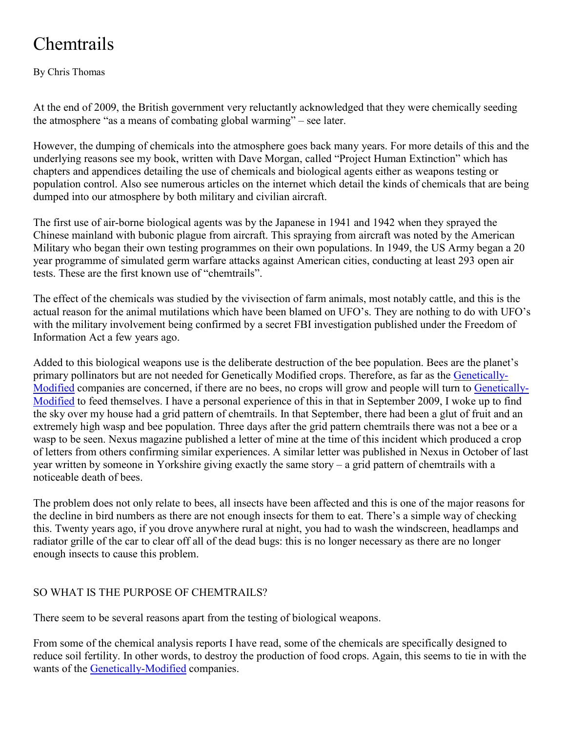# Chemtrails

By Chris Thomas

At the end of 2009, the British government very reluctantly acknowledged that they were chemically seeding the atmosphere "as a means of combating global warming" – see later.

However, the dumping of chemicals into the atmosphere goes back many years. For more details of this and the underlying reasons see my book, written with Dave Morgan, called "Project Human Extinction" which has chapters and appendices detailing the use of chemicals and biological agents either as weapons testing or population control. Also see numerous articles on the internet which detail the kinds of chemicals that are being dumped into our atmosphere by both military and civilian aircraft.

The first use of air-borne biological agents was by the Japanese in 1941 and 1942 when they sprayed the Chinese mainland with bubonic plague from aircraft. This spraying from aircraft was noted by the American Military who began their own testing programmes on their own populations. In 1949, the US Army began a 20 year programme of simulated germ warfare attacks against American cities, conducting at least 293 open air tests. These are the first known use of "chemtrails".

The effect of the chemicals was studied by the vivisection of farm animals, most notably cattle, and this is the actual reason for the animal mutilations which have been blamed on UFO's. They are nothing to do with UFO's with the military involvement being confirmed by a secret FBI investigation published under the Freedom of Information Act a few years ago.

Added to this biological weapons use is the deliberate destruction of the bee population. Bees are the planet's primary pollinators but are not needed for Genetically Modified crops. Therefore, as far as the Genetically-Modified companies are concerned, if there are no bees, no crops will grow and people will turn to Genetically-Modified to feed themselves. I have a personal experience of this in that in September 2009, I woke up to find the sky over my house had a grid pattern of chemtrails. In that September, there had been a glut of fruit and an extremely high wasp and bee population. Three days after the grid pattern chemtrails there was not a bee or a wasp to be seen. Nexus magazine published a letter of mine at the time of this incident which produced a crop of letters from others confirming similar experiences. A similar letter was published in Nexus in October of last year written by someone in Yorkshire giving exactly the same story – a grid pattern of chemtrails with a noticeable death of bees.

The problem does not only relate to bees, all insects have been affected and this is one of the major reasons for the decline in bird numbers as there are not enough insects for them to eat. There's a simple way of checking this. Twenty years ago, if you drove anywhere rural at night, you had to wash the windscreen, headlamps and radiator grille of the car to clear off all of the dead bugs: this is no longer necessary as there are no longer enough insects to cause this problem.

## SO WHAT IS THE PURPOSE OF CHEMTRAILS?

There seem to be several reasons apart from the testing of biological weapons.

From some of the chemical analysis reports I have read, some of the chemicals are specifically designed to reduce soil fertility. In other words, to destroy the production of food crops. Again, this seems to tie in with the wants of the Genetically-Modified companies.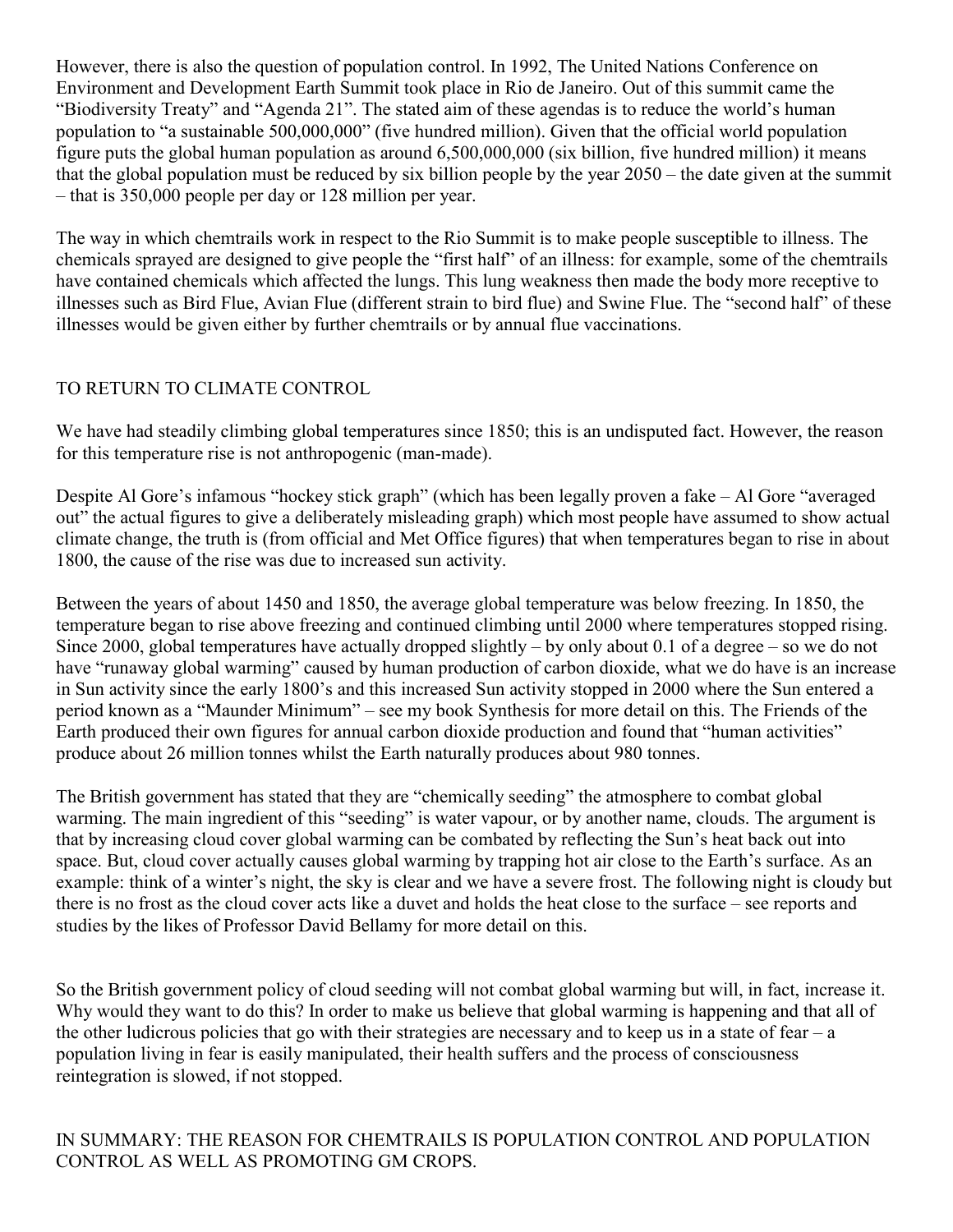However, there is also the question of population control. In 1992, The United Nations Conference on Environment and Development Earth Summit took place in Rio de Janeiro. Out of this summit came the "Biodiversity Treaty" and "Agenda 21". The stated aim of these agendas is to reduce the world's human population to "a sustainable 500,000,000" (five hundred million). Given that the official world population figure puts the global human population as around 6,500,000,000 (six billion, five hundred million) it means that the global population must be reduced by six billion people by the year 2050 – the date given at the summit – that is 350,000 people per day or 128 million per year.

The way in which chemtrails work in respect to the Rio Summit is to make people susceptible to illness. The chemicals sprayed are designed to give people the "first half" of an illness: for example, some of the chemtrails have contained chemicals which affected the lungs. This lung weakness then made the body more receptive to illnesses such as Bird Flue, Avian Flue (different strain to bird flue) and Swine Flue. The "second half" of these illnesses would be given either by further chemtrails or by annual flue vaccinations.

## TO RETURN TO CLIMATE CONTROL

We have had steadily climbing global temperatures since 1850; this is an undisputed fact. However, the reason for this temperature rise is not anthropogenic (man-made).

Despite Al Gore's infamous "hockey stick graph" (which has been legally proven a fake – Al Gore "averaged out" the actual figures to give a deliberately misleading graph) which most people have assumed to show actual climate change, the truth is (from official and Met Office figures) that when temperatures began to rise in about 1800, the cause of the rise was due to increased sun activity.

Between the years of about 1450 and 1850, the average global temperature was below freezing. In 1850, the temperature began to rise above freezing and continued climbing until 2000 where temperatures stopped rising. Since 2000, global temperatures have actually dropped slightly – by only about 0.1 of a degree – so we do not have "runaway global warming" caused by human production of carbon dioxide, what we do have is an increase in Sun activity since the early 1800's and this increased Sun activity stopped in 2000 where the Sun entered a period known as a "Maunder Minimum" – see my book Synthesis for more detail on this. The Friends of the Earth produced their own figures for annual carbon dioxide production and found that "human activities" produce about 26 million tonnes whilst the Earth naturally produces about 980 tonnes.

The British government has stated that they are "chemically seeding" the atmosphere to combat global warming. The main ingredient of this "seeding" is water vapour, or by another name, clouds. The argument is that by increasing cloud cover global warming can be combated by reflecting the Sun's heat back out into space. But, cloud cover actually causes global warming by trapping hot air close to the Earth's surface. As an example: think of a winter's night, the sky is clear and we have a severe frost. The following night is cloudy but there is no frost as the cloud cover acts like a duvet and holds the heat close to the surface – see reports and studies by the likes of Professor David Bellamy for more detail on this.

So the British government policy of cloud seeding will not combat global warming but will, in fact, increase it. Why would they want to do this? In order to make us believe that global warming is happening and that all of the other ludicrous policies that go with their strategies are necessary and to keep us in a state of fear – a population living in fear is easily manipulated, their health suffers and the process of consciousness reintegration is slowed, if not stopped.

## IN SUMMARY: THE REASON FOR CHEMTRAILS IS POPULATION CONTROL AND POPULATION CONTROL AS WELL AS PROMOTING GM CROPS.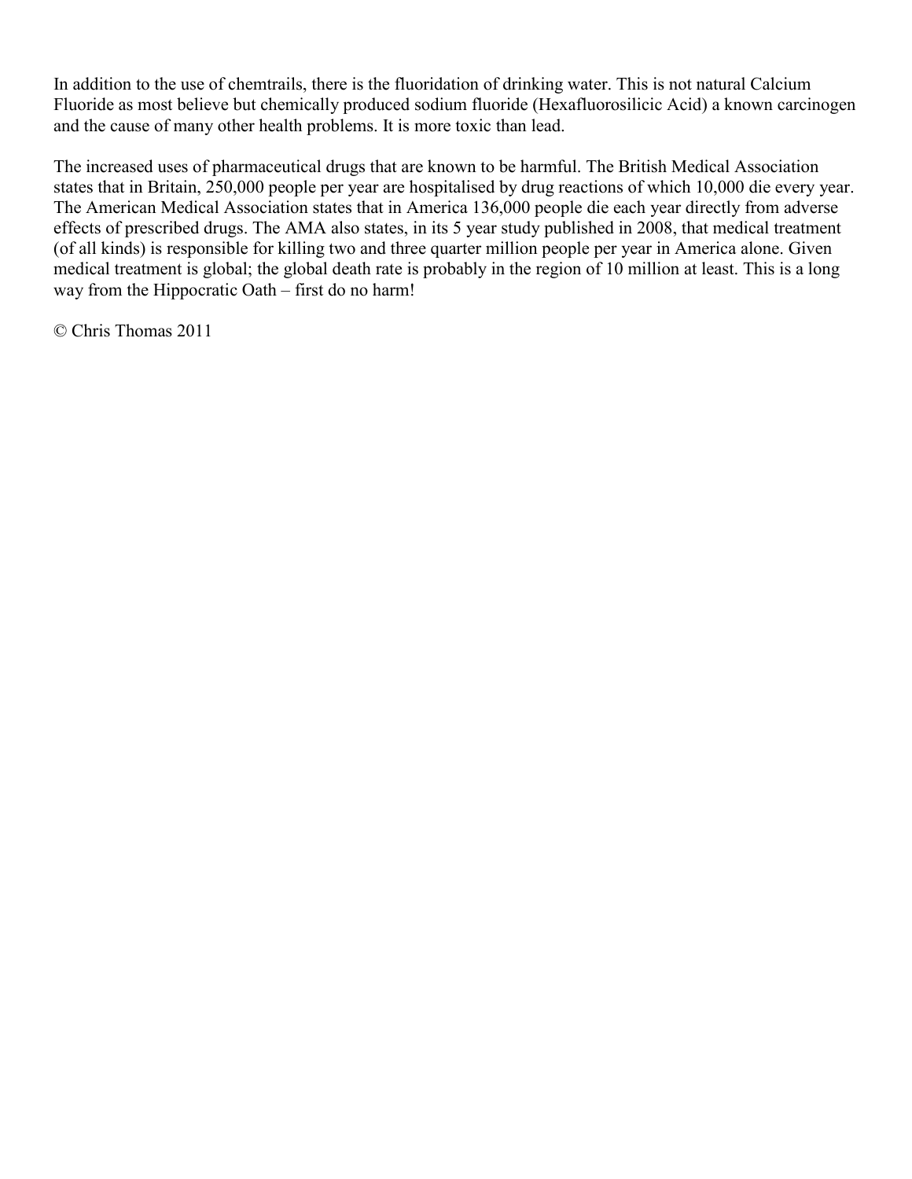In addition to the use of chemtrails, there is the fluoridation of drinking water. This is not natural Calcium Fluoride as most believe but chemically produced sodium fluoride (Hexafluorosilicic Acid) a known carcinogen and the cause of many other health problems. It is more toxic than lead.

The increased uses of pharmaceutical drugs that are known to be harmful. The British Medical Association states that in Britain, 250,000 people per year are hospitalised by drug reactions of which 10,000 die every year. The American Medical Association states that in America 136,000 people die each year directly from adverse effects of prescribed drugs. The AMA also states, in its 5 year study published in 2008, that medical treatment (of all kinds) is responsible for killing two and three quarter million people per year in America alone. Given medical treatment is global; the global death rate is probably in the region of 10 million at least. This is a long way from the Hippocratic Oath – first do no harm!

© Chris Thomas 2011